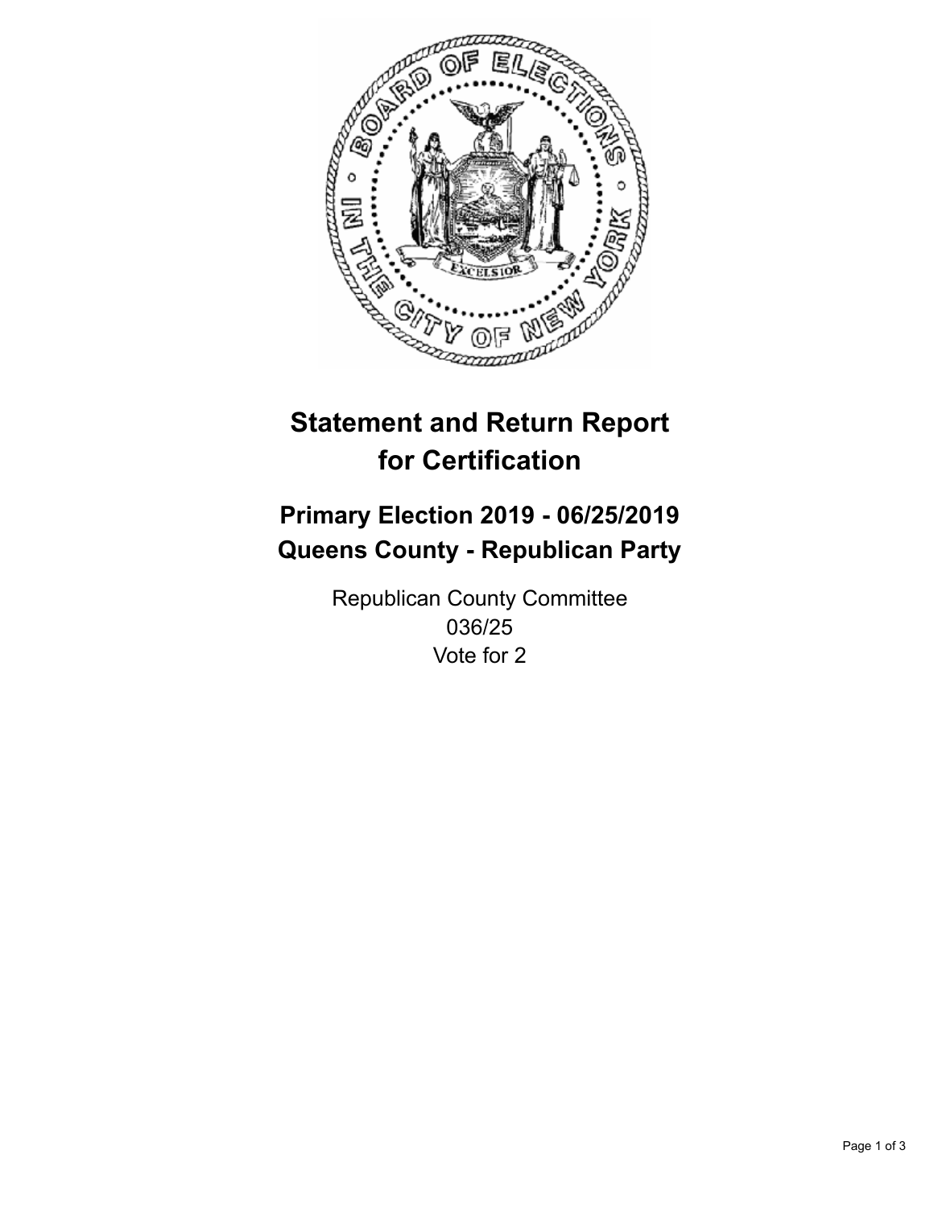# Statement and Return Report for Certification

## Primary Election 2019 - 06/25/2019
## Queens County - Republican Party

Republican County Committee
036/25
Vote for 2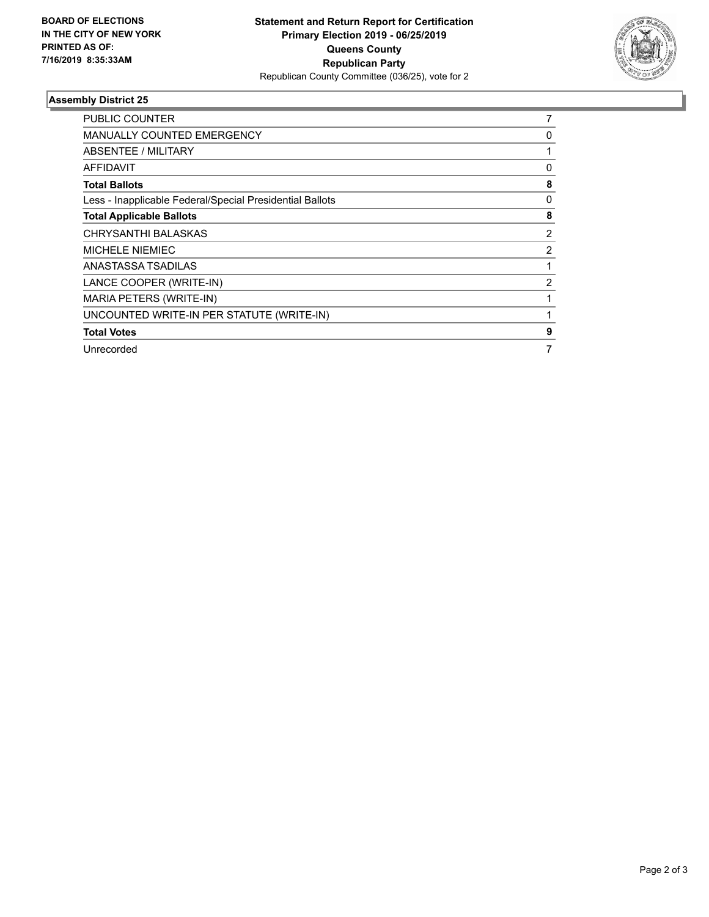**BOARD OF ELECTIONS IN THE CITY OF NEW YORK PRINTED AS OF: 7/16/2019 8:35:33AM**

# Statement and Return Report for Certification
## Primary Election 2019 - 06/25/2019
## Queens County
## Republican Party
Republican County Committee (036/25), vote for 2

### Assembly District 25

| | |
|---|---|
| PUBLIC COUNTER | 7 |
| MANUALLY COUNTED EMERGENCY | 0 |
| ABSENTEE / MILITARY | 1 |
| AFFIDAVIT | 0 |
| **Total Ballots** | **8** |
| Less - Inapplicable Federal/Special Presidential Ballots | 0 |
| **Total Applicable Ballots** | **8** |
| CHRYSANTHI BALASKAS | 2 |
| MICHELE NIEMIEC | 2 |
| ANASTASSA TSADILAS | 1 |
| LANCE COOPER (WRITE-IN) | 2 |
| MARIA PETERS (WRITE-IN) | 1 |
| UNCOUNTED WRITE-IN PER STATUTE (WRITE-IN) | 1 |
| **Total Votes** | **9** |
| Unrecorded | 7 |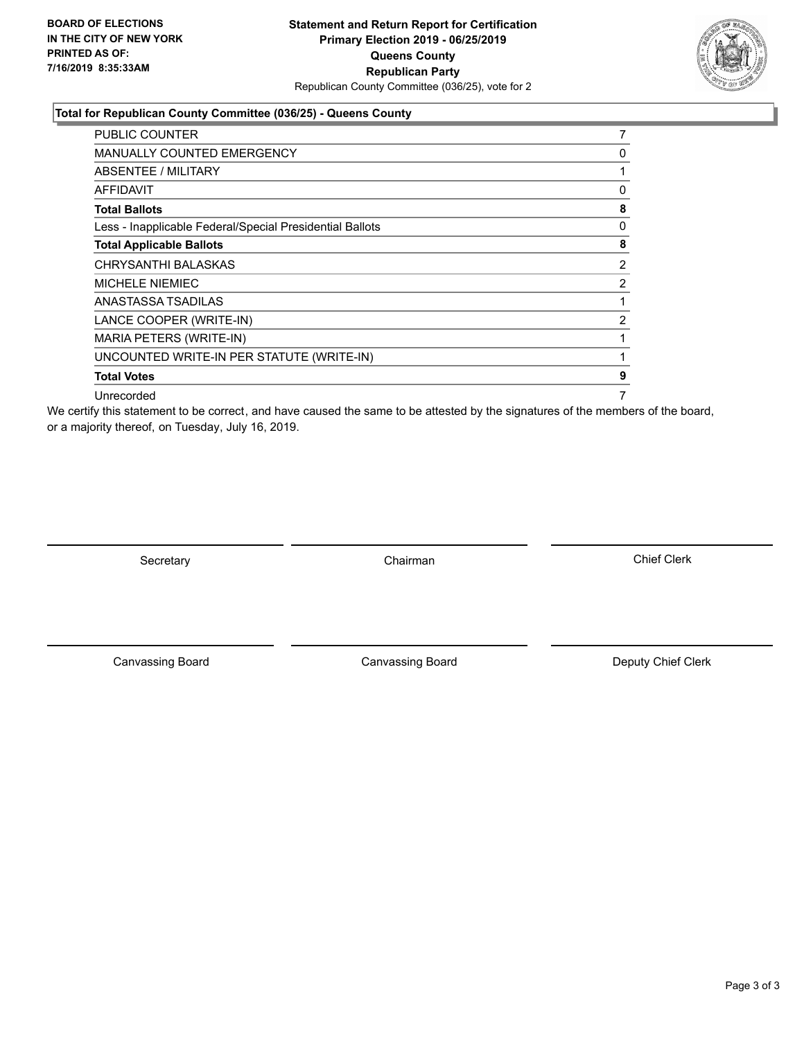**BOARD OF ELECTIONS IN THE CITY OF NEW YORK PRINTED AS OF: 7/16/2019 8:35:33AM**

**Statement and Return Report for Certification**
**Primary Election 2019 - 06/25/2019**
**Queens County**
**Republican Party**
Republican County Committee (036/25), vote for 2

### Total for Republican County Committee (036/25) - Queens County

| | |
|---|---|
| PUBLIC COUNTER | 7 |
| MANUALLY COUNTED EMERGENCY | 0 |
| ABSENTEE / MILITARY | 1 |
| AFFIDAVIT | 0 |
| **Total Ballots** | **8** |
| Less - Inapplicable Federal/Special Presidential Ballots | 0 |
| **Total Applicable Ballots** | **8** |
| CHRYSANTHI BALASKAS | 2 |
| MICHELE NIEMIEC | 2 |
| ANASTASSA TSADILAS | 1 |
| LANCE COOPER (WRITE-IN) | 2 |
| MARIA PETERS (WRITE-IN) | 1 |
| UNCOUNTED WRITE-IN PER STATUTE (WRITE-IN) | 1 |
| **Total Votes** | **9** |
| Unrecorded | 7 |

We certify this statement to be correct, and have caused the same to be attested by the signatures of the members of the board, or a majority thereof, on Tuesday, July 16, 2019.

Secretary

Chairman

Chief Clerk

Canvassing Board

Canvassing Board

Deputy Chief Clerk